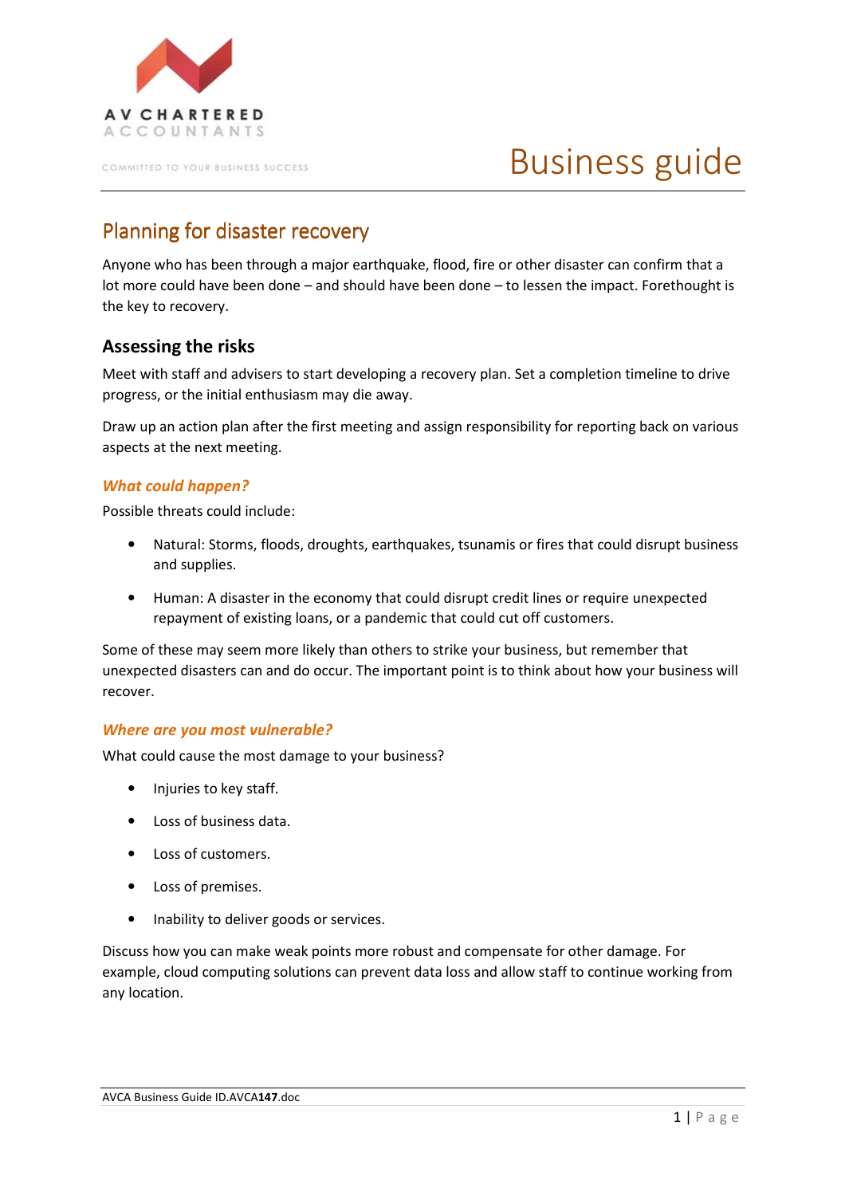# Business guide

## Planning for disaster recovery

Anyone who has been through a major earthquake, flood, fire or other disaster can confirm that a lot more could have been done – and should have been done – to lessen the impact. Forethought is the key to recovery.

### Assessing the risks

Meet with staff and advisers to start developing a recovery plan. Set a completion timeline to drive progress, or the initial enthusiasm may die away.

Draw up an action plan after the first meeting and assign responsibility for reporting back on various aspects at the next meeting.

#### *What could happen?*

Possible threats could include:

- Natural: Storms, floods, droughts, earthquakes, tsunamis or fires that could disrupt business and supplies.
- Human: A disaster in the economy that could disrupt credit lines or require unexpected repayment of existing loans, or a pandemic that could cut off customers.

Some of these may seem more likely than others to strike your business, but remember that unexpected disasters can and do occur. The important point is to think about how your business will recover.

#### *Where are you most vulnerable?*

What could cause the most damage to your business?

- Injuries to key staff.
- Loss of business data.
- Loss of customers.
- Loss of premises.
- Inability to deliver goods or services.

Discuss how you can make weak points more robust and compensate for other damage. For example, cloud computing solutions can prevent data loss and allow staff to continue working from any location.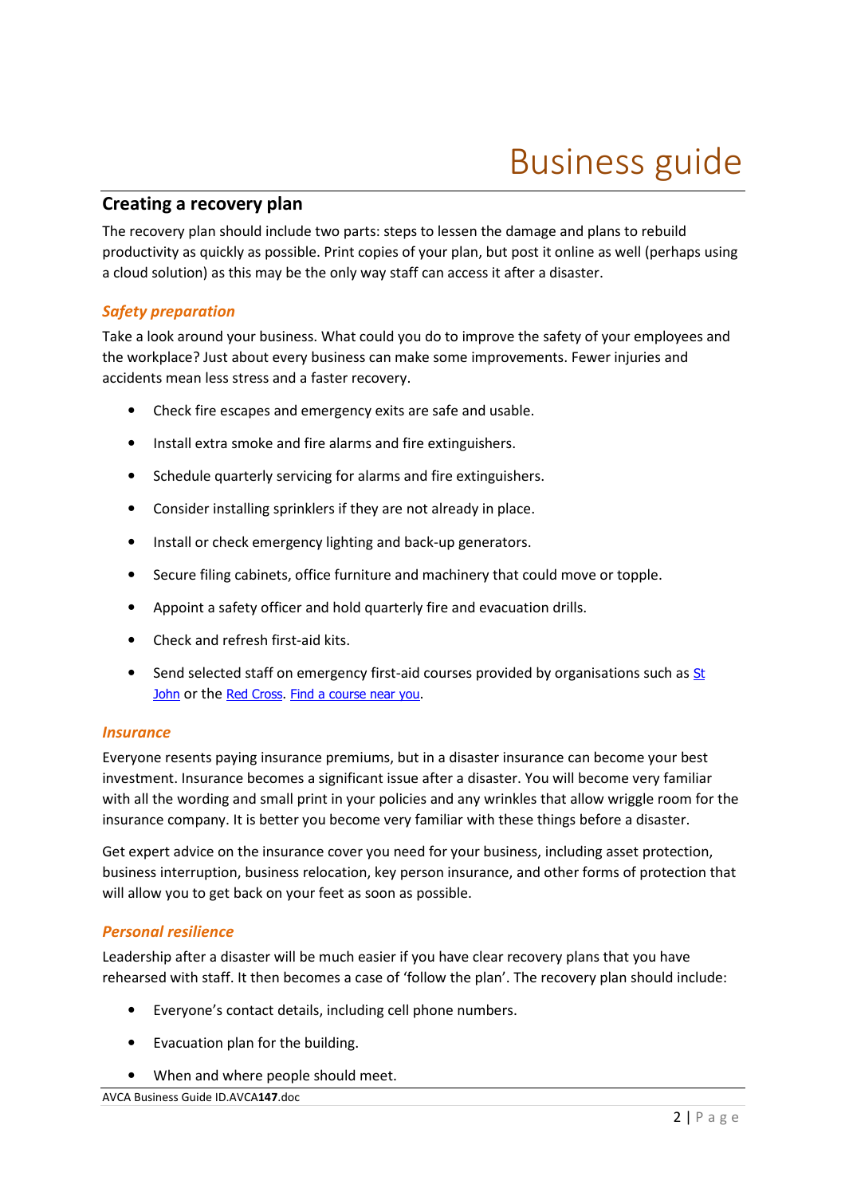# Business guide

## Creating a recovery plan

The recovery plan should include two parts: steps to lessen the damage and plans to rebuild productivity as quickly as possible. Print copies of your plan, but post it online as well (perhaps using a cloud solution) as this may be the only way staff can access it after a disaster.

### *Safety preparation*

Take a look around your business. What could you do to improve the safety of your employees and the workplace? Just about every business can make some improvements. Fewer injuries and accidents mean less stress and a faster recovery.

- Check fire escapes and emergency exits are safe and usable.
- Install extra smoke and fire alarms and fire extinguishers.
- Schedule quarterly servicing for alarms and fire extinguishers.
- Consider installing sprinklers if they are not already in place.
- Install or check emergency lighting and back-up generators.
- Secure filing cabinets, office furniture and machinery that could move or topple.
- Appoint a safety officer and hold quarterly fire and evacuation drills.
- Check and refresh first-aid kits.
- Send selected staff on emergency first-aid courses provided by organisations such as St John or the Red Cross. Find a course near you.

### *Insurance*

Everyone resents paying insurance premiums, but in a disaster insurance can become your best investment. Insurance becomes a significant issue after a disaster. You will become very familiar with all the wording and small print in your policies and any wrinkles that allow wriggle room for the insurance company. It is better you become very familiar with these things before a disaster.

Get expert advice on the insurance cover you need for your business, including asset protection, business interruption, business relocation, key person insurance, and other forms of protection that will allow you to get back on your feet as soon as possible.

### *Personal resilience*

Leadership after a disaster will be much easier if you have clear recovery plans that you have rehearsed with staff. It then becomes a case of 'follow the plan'. The recovery plan should include:

- Everyone's contact details, including cell phone numbers.
- Evacuation plan for the building.
- When and where people should meet.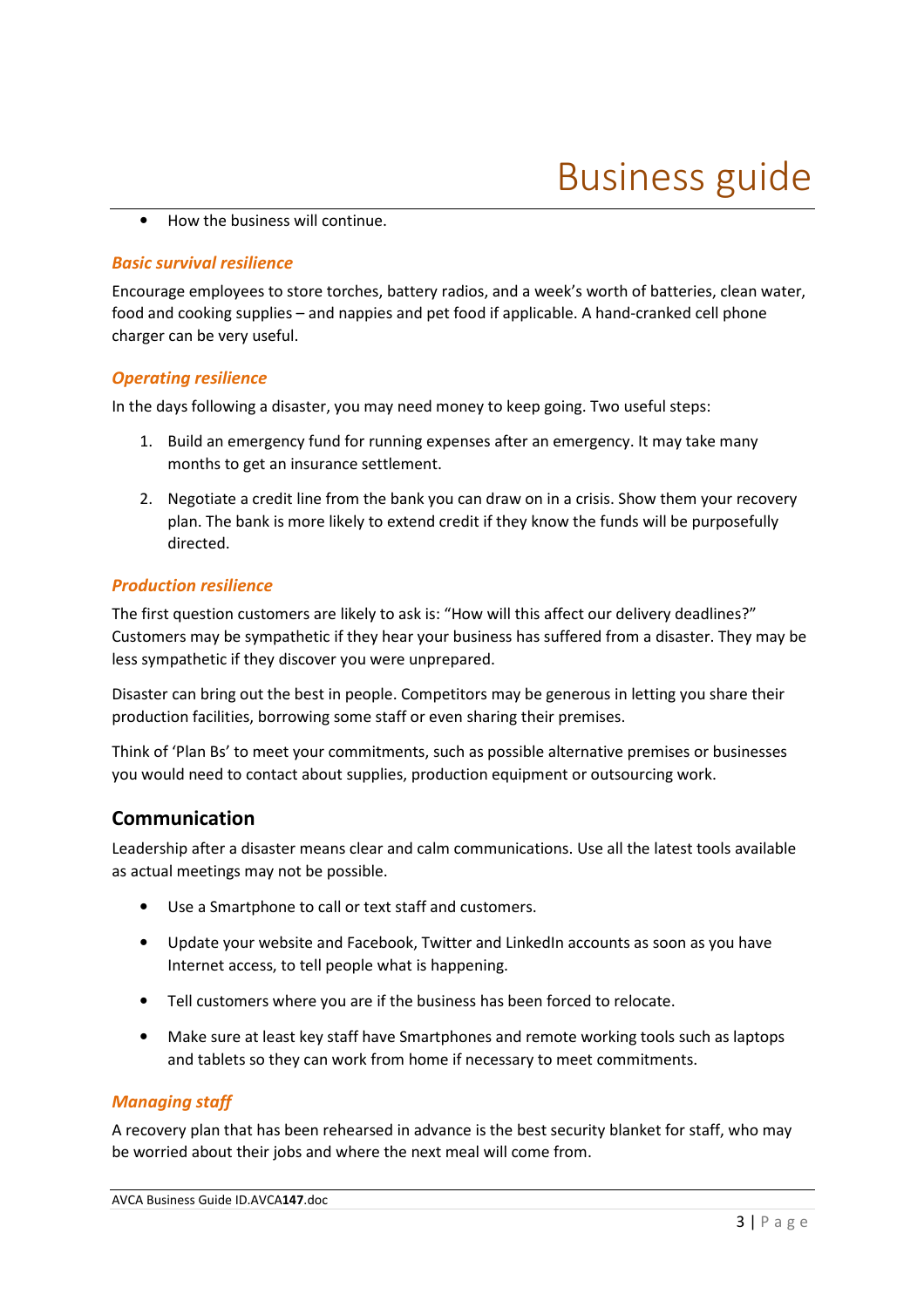- How the business will continue.

### *Basic survival resilience*

Encourage employees to store torches, battery radios, and a week's worth of batteries, clean water, food and cooking supplies – and nappies and pet food if applicable. A hand-cranked cell phone charger can be very useful.

### *Operating resilience*

In the days following a disaster, you may need money to keep going. Two useful steps:

1. Build an emergency fund for running expenses after an emergency. It may take many months to get an insurance settlement.

2. Negotiate a credit line from the bank you can draw on in a crisis. Show them your recovery plan. The bank is more likely to extend credit if they know the funds will be purposefully directed.

### *Production resilience*

The first question customers are likely to ask is: "How will this affect our delivery deadlines?" Customers may be sympathetic if they hear your business has suffered from a disaster. They may be less sympathetic if they discover you were unprepared.

Disaster can bring out the best in people. Competitors may be generous in letting you share their production facilities, borrowing some staff or even sharing their premises.

Think of 'Plan Bs' to meet your commitments, such as possible alternative premises or businesses you would need to contact about supplies, production equipment or outsourcing work.

## Communication

Leadership after a disaster means clear and calm communications. Use all the latest tools available as actual meetings may not be possible.

- Use a Smartphone to call or text staff and customers.
- Update your website and Facebook, Twitter and LinkedIn accounts as soon as you have Internet access, to tell people what is happening.
- Tell customers where you are if the business has been forced to relocate.
- Make sure at least key staff have Smartphones and remote working tools such as laptops and tablets so they can work from home if necessary to meet commitments.

### *Managing staff*

A recovery plan that has been rehearsed in advance is the best security blanket for staff, who may be worried about their jobs and where the next meal will come from.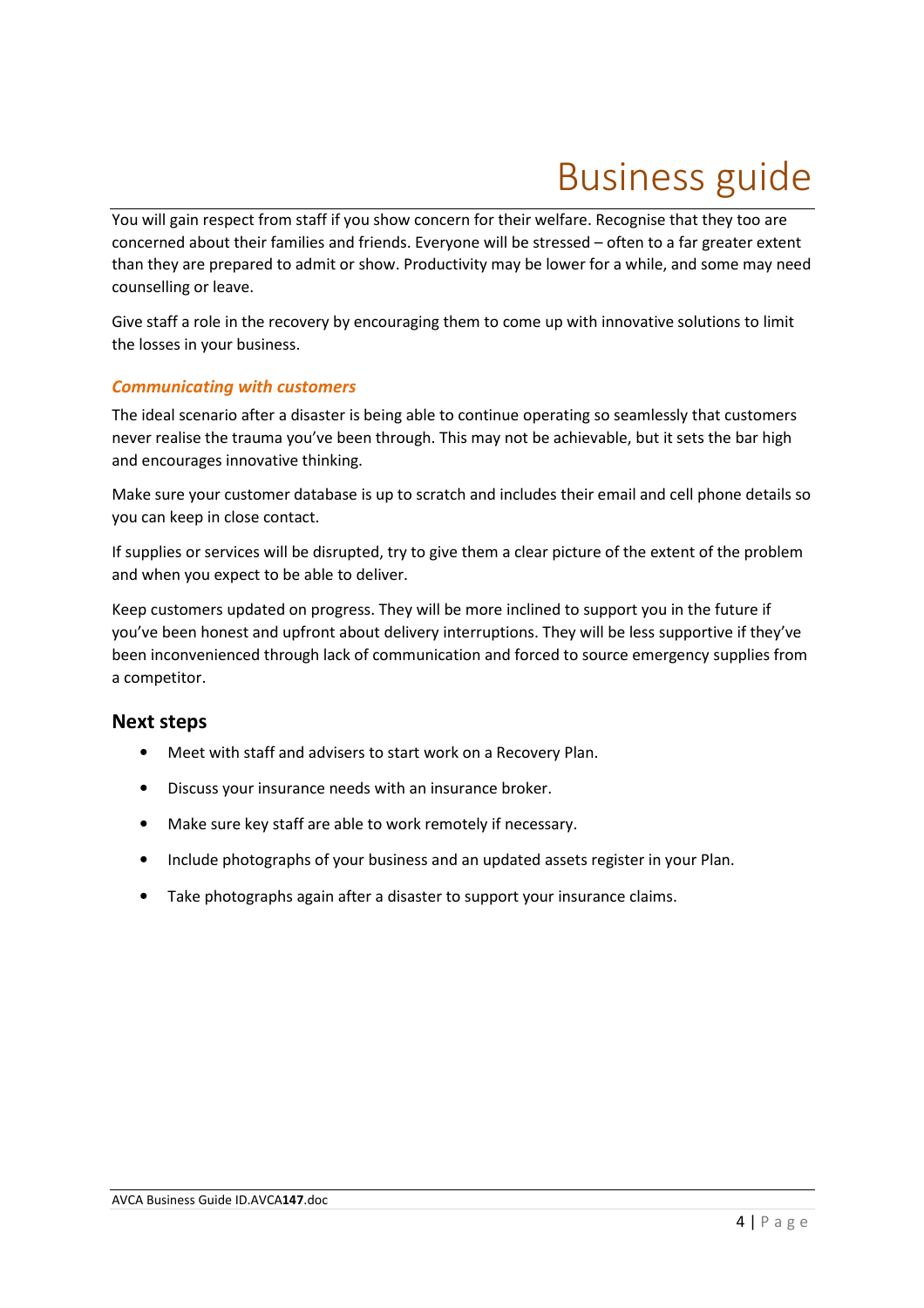You will gain respect from staff if you show concern for their welfare. Recognise that they too are concerned about their families and friends. Everyone will be stressed – often to a far greater extent than they are prepared to admit or show. Productivity may be lower for a while, and some may need counselling or leave.

Give staff a role in the recovery by encouraging them to come up with innovative solutions to limit the losses in your business.

### *Communicating with customers*

The ideal scenario after a disaster is being able to continue operating so seamlessly that customers never realise the trauma you've been through. This may not be achievable, but it sets the bar high and encourages innovative thinking.

Make sure your customer database is up to scratch and includes their email and cell phone details so you can keep in close contact.

If supplies or services will be disrupted, try to give them a clear picture of the extent of the problem and when you expect to be able to deliver.

Keep customers updated on progress. They will be more inclined to support you in the future if you've been honest and upfront about delivery interruptions. They will be less supportive if they've been inconvenienced through lack of communication and forced to source emergency supplies from a competitor.

## Next steps

- Meet with staff and advisers to start work on a Recovery Plan.
- Discuss your insurance needs with an insurance broker.
- Make sure key staff are able to work remotely if necessary.
- Include photographs of your business and an updated assets register in your Plan.
- Take photographs again after a disaster to support your insurance claims.